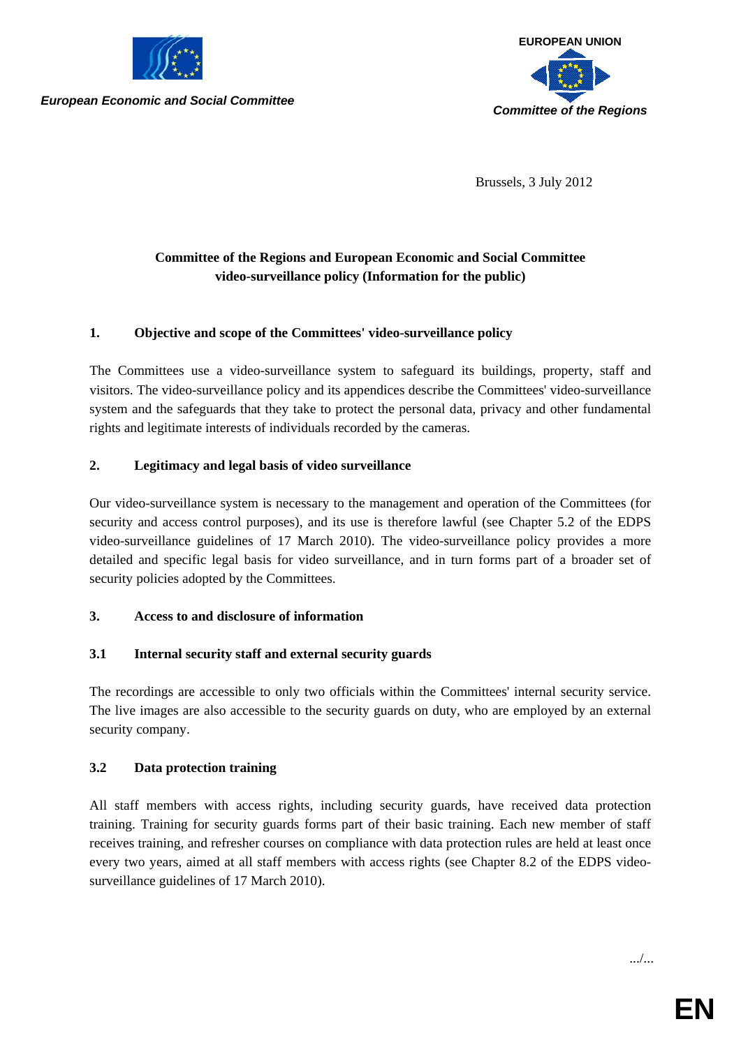*European Economic and Social Committee*

**EUROPEAN UNION**

*Committee of the Regions*

Brussels, 3 July 2012

**Committee of the Regions and European Economic and Social Committee video-surveillance policy (Information for the public)**

## 1. Objective and scope of the Committees' video-surveillance policy

The Committees use a video-surveillance system to safeguard its buildings, property, staff and visitors. The video-surveillance policy and its appendices describe the Committees' video-surveillance system and the safeguards that they take to protect the personal data, privacy and other fundamental rights and legitimate interests of individuals recorded by the cameras.

## 2. Legitimacy and legal basis of video surveillance

Our video-surveillance system is necessary to the management and operation of the Committees (for security and access control purposes), and its use is therefore lawful (see Chapter 5.2 of the EDPS video-surveillance guidelines of 17 March 2010). The video-surveillance policy provides a more detailed and specific legal basis for video surveillance, and in turn forms part of a broader set of security policies adopted by the Committees.

## 3. Access to and disclosure of information

### 3.1 Internal security staff and external security guards

The recordings are accessible to only two officials within the Committees' internal security service. The live images are also accessible to the security guards on duty, who are employed by an external security company.

### 3.2 Data protection training

All staff members with access rights, including security guards, have received data protection training. Training for security guards forms part of their basic training. Each new member of staff receives training, and refresher courses on compliance with data protection rules are held at least once every two years, aimed at all staff members with access rights (see Chapter 8.2 of the EDPS video-surveillance guidelines of 17 March 2010).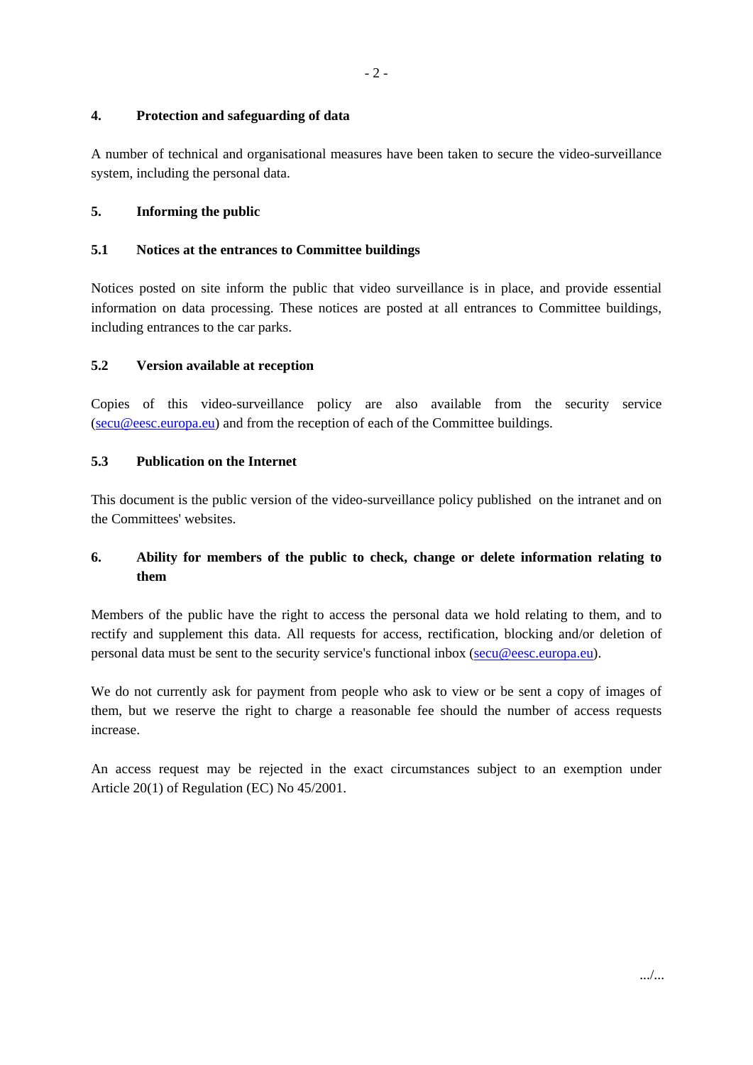## 4. Protection and safeguarding of data

A number of technical and organisational measures have been taken to secure the video-surveillance system, including the personal data.

## 5. Informing the public

### 5.1 Notices at the entrances to Committee buildings

Notices posted on site inform the public that video surveillance is in place, and provide essential information on data processing. These notices are posted at all entrances to Committee buildings, including entrances to the car parks.

### 5.2 Version available at reception

Copies of this video-surveillance policy are also available from the security service (secu@eesc.europa.eu) and from the reception of each of the Committee buildings.

### 5.3 Publication on the Internet

This document is the public version of the video-surveillance policy published on the intranet and on the Committees' websites.

## 6. Ability for members of the public to check, change or delete information relating to them

Members of the public have the right to access the personal data we hold relating to them, and to rectify and supplement this data. All requests for access, rectification, blocking and/or deletion of personal data must be sent to the security service's functional inbox (secu@eesc.europa.eu).

We do not currently ask for payment from people who ask to view or be sent a copy of images of them, but we reserve the right to charge a reasonable fee should the number of access requests increase.

An access request may be rejected in the exact circumstances subject to an exemption under Article 20(1) of Regulation (EC) No 45/2001.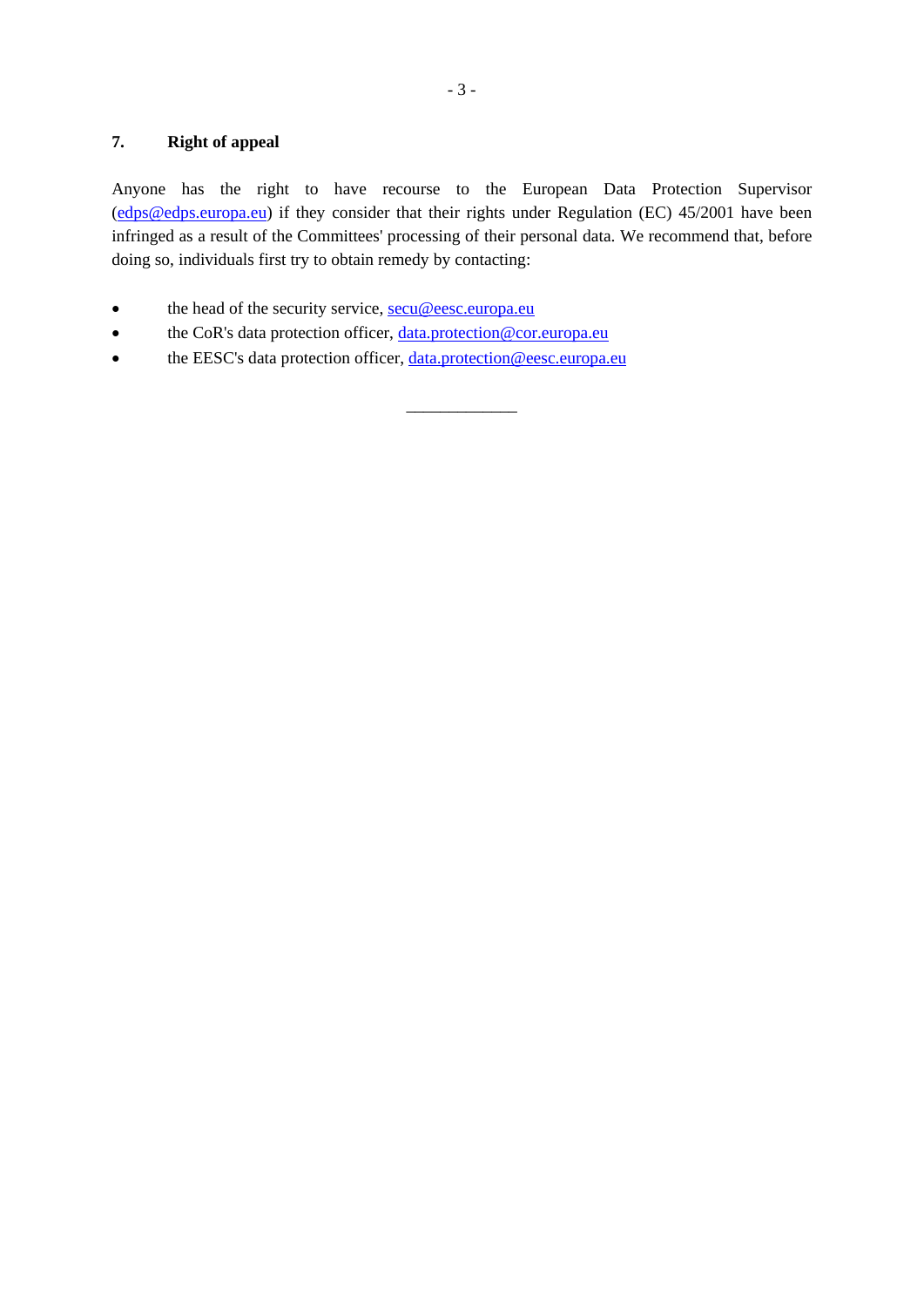## 7. Right of appeal

Anyone has the right to have recourse to the European Data Protection Supervisor (edps@edps.europa.eu) if they consider that their rights under Regulation (EC) 45/2001 have been infringed as a result of the Committees' processing of their personal data. We recommend that, before doing so, individuals first try to obtain remedy by contacting:

- the head of the security service, secu@eesc.europa.eu
- the CoR's data protection officer, data.protection@cor.europa.eu
- the EESC's data protection officer, data.protection@eesc.europa.eu

_____________